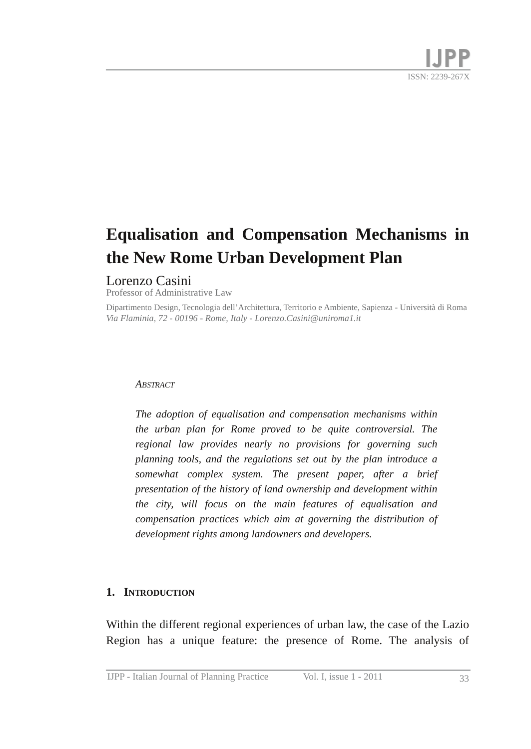# Equalisation and Compensation Mechanisms in the New Rome Urban Development Plan

Lorenzo Casini
Professor of Administrative Law

Dipartimento Design, Tecnologia dell'Architettura, Territorio e Ambiente, Sapienza - Università di Roma
*Via Flaminia, 72 - 00196 - Rome, Italy - Lorenzo.Casini@uniroma1.it*

### Abstract

*The adoption of equalisation and compensation mechanisms within the urban plan for Rome proved to be quite controversial. The regional law provides nearly no provisions for governing such planning tools, and the regulations set out by the plan introduce a somewhat complex system. The present paper, after a brief presentation of the history of land ownership and development within the city, will focus on the main features of equalisation and compensation practices which aim at governing the distribution of development rights among landowners and developers.*

## 1. Introduction

Within the different regional experiences of urban law, the case of the Lazio Region has a unique feature: the presence of Rome. The analysis of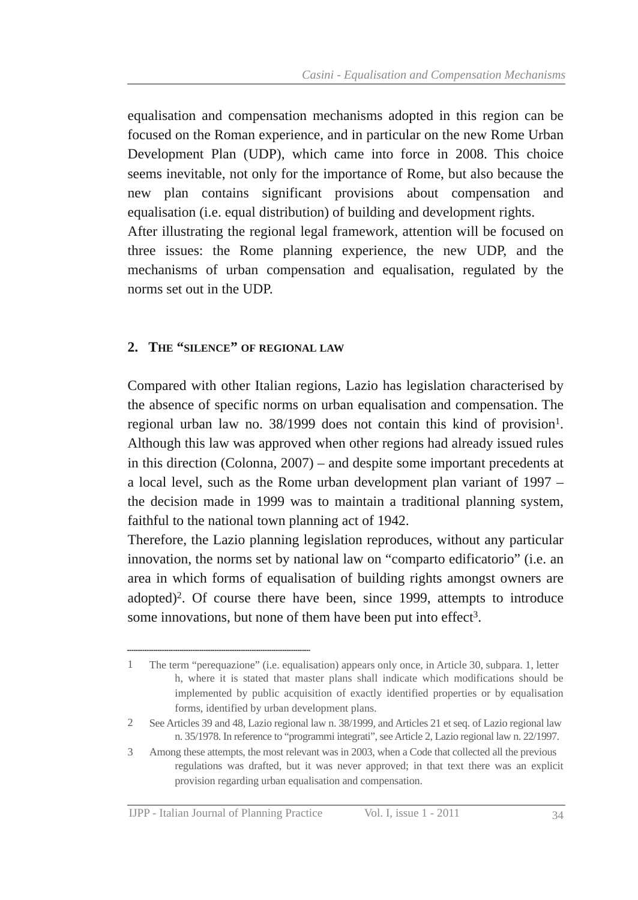equalisation and compensation mechanisms adopted in this region can be focused on the Roman experience, and in particular on the new Rome Urban Development Plan (UDP), which came into force in 2008. This choice seems inevitable, not only for the importance of Rome, but also because the new plan contains significant provisions about compensation and equalisation (i.e. equal distribution) of building and development rights.

After illustrating the regional legal framework, attention will be focused on three issues: the Rome planning experience, the new UDP, and the mechanisms of urban compensation and equalisation, regulated by the norms set out in the UDP.

## 2. The "silence" of regional law

Compared with other Italian regions, Lazio has legislation characterised by the absence of specific norms on urban equalisation and compensation. The regional urban law no. 38/1999 does not contain this kind of provision[1]. Although this law was approved when other regions had already issued rules in this direction (Colonna, 2007) – and despite some important precedents at a local level, such as the Rome urban development plan variant of 1997 – the decision made in 1999 was to maintain a traditional planning system, faithful to the national town planning act of 1942.

Therefore, the Lazio planning legislation reproduces, without any particular innovation, the norms set by national law on "comparto edificatorio" (i.e. an area in which forms of equalisation of building rights amongst owners are adopted)[2]. Of course there have been, since 1999, attempts to introduce some innovations, but none of them have been put into effect[3].

---

1 The term "perequazione" (i.e. equalisation) appears only once, in Article 30, subpara. 1, letter h, where it is stated that master plans shall indicate which modifications should be implemented by public acquisition of exactly identified properties or by equalisation forms, identified by urban development plans.

2 See Articles 39 and 48, Lazio regional law n. 38/1999, and Articles 21 et seq. of Lazio regional law n. 35/1978. In reference to "programmi integrati", see Article 2, Lazio regional law n. 22/1997.

3 Among these attempts, the most relevant was in 2003, when a Code that collected all the previous regulations was drafted, but it was never approved; in that text there was an explicit provision regarding urban equalisation and compensation.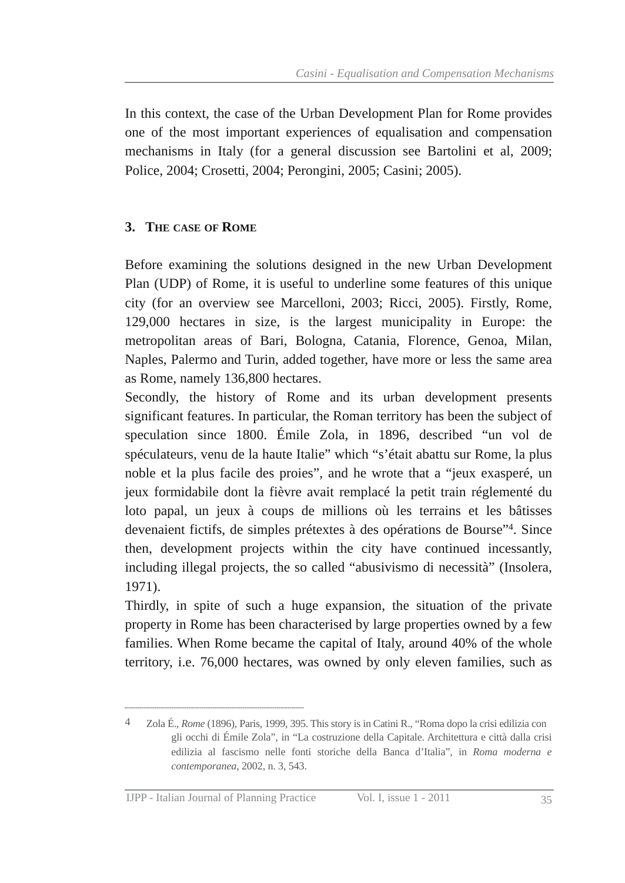In this context, the case of the Urban Development Plan for Rome provides one of the most important experiences of equalisation and compensation mechanisms in Italy (for a general discussion see Bartolini et al, 2009; Police, 2004; Crosetti, 2004; Perongini, 2005; Casini; 2005).

## 3. The case of Rome

Before examining the solutions designed in the new Urban Development Plan (UDP) of Rome, it is useful to underline some features of this unique city (for an overview see Marcelloni, 2003; Ricci, 2005). Firstly, Rome, 129,000 hectares in size, is the largest municipality in Europe: the metropolitan areas of Bari, Bologna, Catania, Florence, Genoa, Milan, Naples, Palermo and Turin, added together, have more or less the same area as Rome, namely 136,800 hectares.

Secondly, the history of Rome and its urban development presents significant features. In particular, the Roman territory has been the subject of speculation since 1800. Émile Zola, in 1896, described "un vol de spéculateurs, venu de la haute Italie" which "s'était abattu sur Rome, la plus noble et la plus facile des proies", and he wrote that a "jeux exasperé, un jeux formidabile dont la fièvre avait remplacé la petit train réglementé du loto papal, un jeux à coups de millions où les terrains et les bâtisses devenaient fictifs, de simples prétextes à des opérations de Bourse"[4]. Since then, development projects within the city have continued incessantly, including illegal projects, the so called "abusivismo di necessità" (Insolera, 1971).

Thirdly, in spite of such a huge expansion, the situation of the private property in Rome has been characterised by large properties owned by a few families. When Rome became the capital of Italy, around 40% of the whole territory, i.e. 76,000 hectares, was owned by only eleven families, such as

---

4 Zola É., *Rome* (1896), Paris, 1999, 395. This story is in Catini R., "Roma dopo la crisi edilizia con gli occhi di Émile Zola", in "La costruzione della Capitale. Architettura e città dalla crisi edilizia al fascismo nelle fonti storiche della Banca d'Italia", in *Roma moderna e contemporanea*, 2002, n. 3, 543.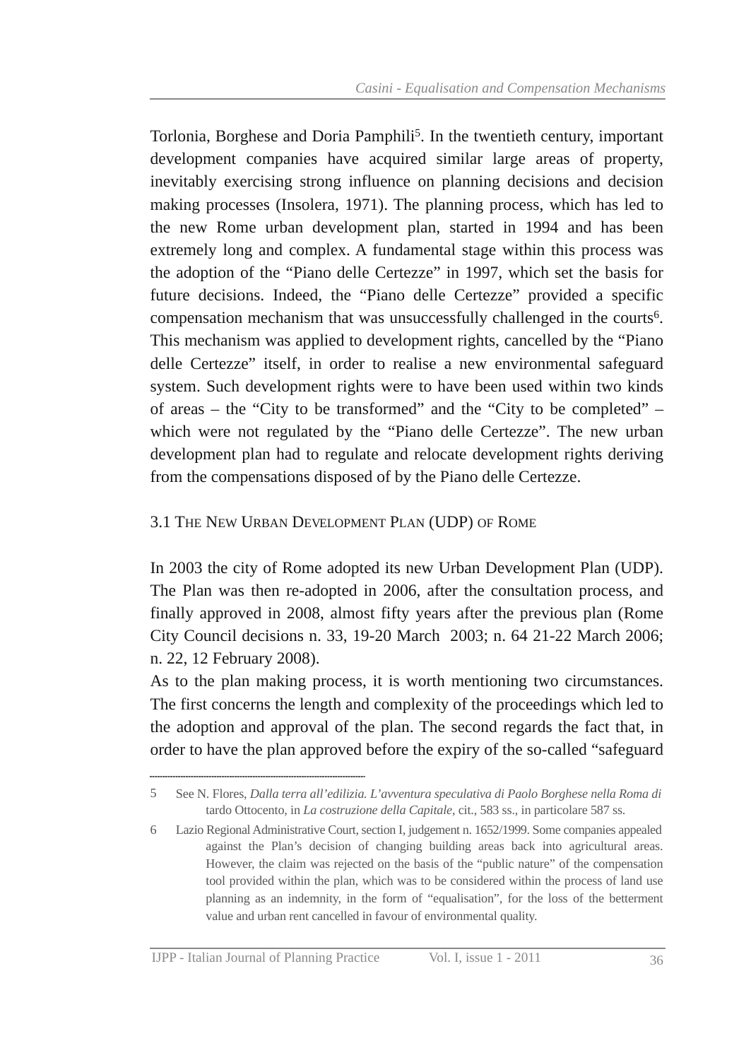Torlonia, Borghese and Doria Pamphili[5]. In the twentieth century, important development companies have acquired similar large areas of property, inevitably exercising strong influence on planning decisions and decision making processes (Insolera, 1971). The planning process, which has led to the new Rome urban development plan, started in 1994 and has been extremely long and complex. A fundamental stage within this process was the adoption of the "Piano delle Certezze" in 1997, which set the basis for future decisions. Indeed, the "Piano delle Certezze" provided a specific compensation mechanism that was unsuccessfully challenged in the courts[6]. This mechanism was applied to development rights, cancelled by the "Piano delle Certezze" itself, in order to realise a new environmental safeguard system. Such development rights were to have been used within two kinds of areas – the "City to be transformed" and the "City to be completed" – which were not regulated by the "Piano delle Certezze". The new urban development plan had to regulate and relocate development rights deriving from the compensations disposed of by the Piano delle Certezze.

### 3.1 The New Urban Development Plan (UDP) of Rome

In 2003 the city of Rome adopted its new Urban Development Plan (UDP). The Plan was then re-adopted in 2006, after the consultation process, and finally approved in 2008, almost fifty years after the previous plan (Rome City Council decisions n. 33, 19-20 March 2003; n. 64 21-22 March 2006; n. 22, 12 February 2008).

As to the plan making process, it is worth mentioning two circumstances. The first concerns the length and complexity of the proceedings which led to the adoption and approval of the plan. The second regards the fact that, in order to have the plan approved before the expiry of the so-called "safeguard

---

5 See N. Flores, *Dalla terra all'edilizia. L'avventura speculativa di Paolo Borghese nella Roma di* tardo Ottocento, in *La costruzione della Capitale*, cit., 583 ss., in particolare 587 ss.

6 Lazio Regional Administrative Court, section I, judgement n. 1652/1999. Some companies appealed against the Plan's decision of changing building areas back into agricultural areas. However, the claim was rejected on the basis of the "public nature" of the compensation tool provided within the plan, which was to be considered within the process of land use planning as an indemnity, in the form of "equalisation", for the loss of the betterment value and urban rent cancelled in favour of environmental quality.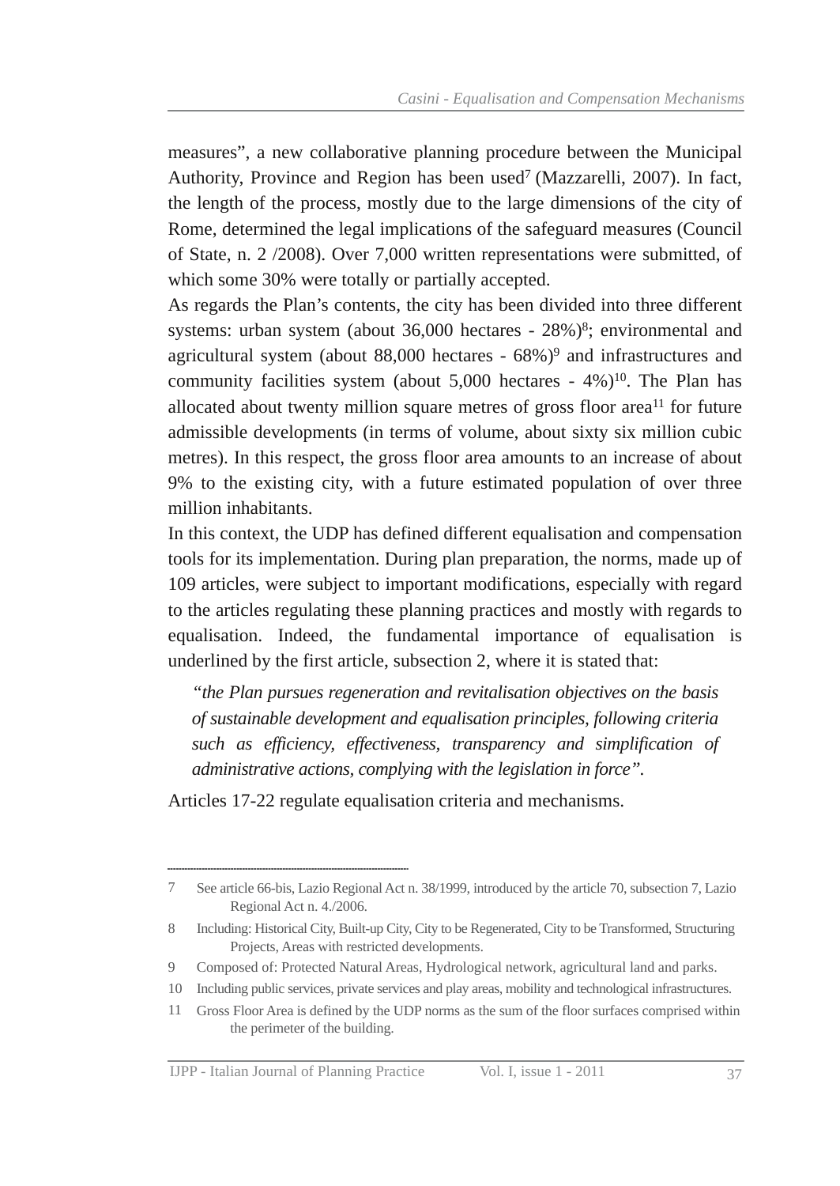measures", a new collaborative planning procedure between the Municipal Authority, Province and Region has been used[7] (Mazzarelli, 2007). In fact, the length of the process, mostly due to the large dimensions of the city of Rome, determined the legal implications of the safeguard measures (Council of State, n. 2 /2008). Over 7,000 written representations were submitted, of which some 30% were totally or partially accepted.

As regards the Plan's contents, the city has been divided into three different systems: urban system (about 36,000 hectares - 28%)[8]; environmental and agricultural system (about 88,000 hectares - 68%)[9] and infrastructures and community facilities system (about 5,000 hectares - 4%)[10]. The Plan has allocated about twenty million square metres of gross floor area[11] for future admissible developments (in terms of volume, about sixty six million cubic metres). In this respect, the gross floor area amounts to an increase of about 9% to the existing city, with a future estimated population of over three million inhabitants.

In this context, the UDP has defined different equalisation and compensation tools for its implementation. During plan preparation, the norms, made up of 109 articles, were subject to important modifications, especially with regard to the articles regulating these planning practices and mostly with regards to equalisation. Indeed, the fundamental importance of equalisation is underlined by the first article, subsection 2, where it is stated that:

> *"the Plan pursues regeneration and revitalisation objectives on the basis of sustainable development and equalisation principles, following criteria such as efficiency, effectiveness, transparency and simplification of administrative actions, complying with the legislation in force".*

Articles 17-22 regulate equalisation criteria and mechanisms.

---

7 See article 66-bis, Lazio Regional Act n. 38/1999, introduced by the article 70, subsection 7, Lazio Regional Act n. 4./2006.

8 Including: Historical City, Built-up City, City to be Regenerated, City to be Transformed, Structuring Projects, Areas with restricted developments.

9 Composed of: Protected Natural Areas, Hydrological network, agricultural land and parks.

10 Including public services, private services and play areas, mobility and technological infrastructures.

11 Gross Floor Area is defined by the UDP norms as the sum of the floor surfaces comprised within the perimeter of the building.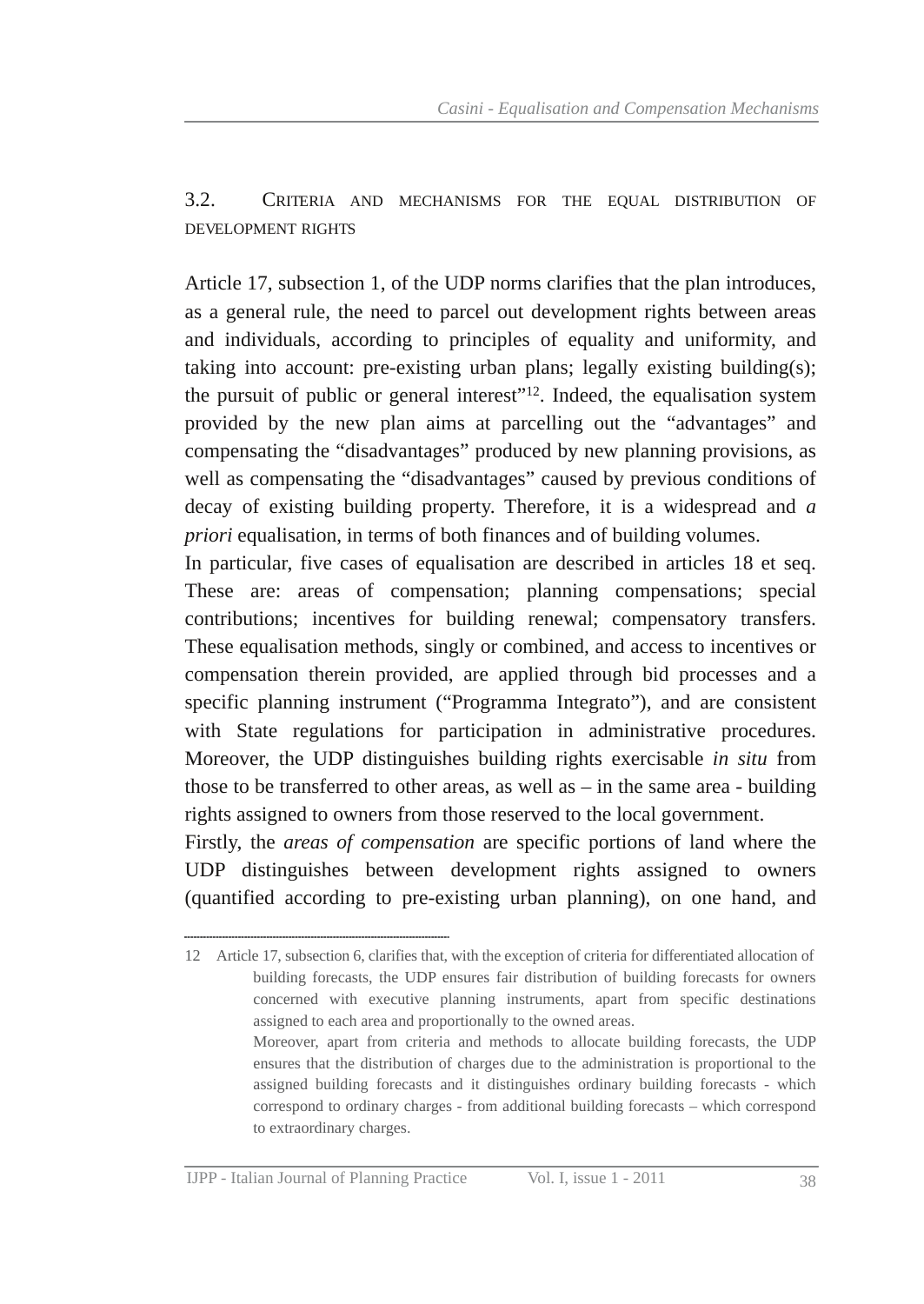### 3.2. Criteria and mechanisms for the equal distribution of development rights

Article 17, subsection 1, of the UDP norms clarifies that the plan introduces, as a general rule, the need to parcel out development rights between areas and individuals, according to principles of equality and uniformity, and taking into account: pre-existing urban plans; legally existing building(s); the pursuit of public or general interest”[12]. Indeed, the equalisation system provided by the new plan aims at parcelling out the “advantages” and compensating the “disadvantages” produced by new planning provisions, as well as compensating the “disadvantages” caused by previous conditions of decay of existing building property. Therefore, it is a widespread and *a priori* equalisation, in terms of both finances and of building volumes.

In particular, five cases of equalisation are described in articles 18 et seq. These are: areas of compensation; planning compensations; special contributions; incentives for building renewal; compensatory transfers. These equalisation methods, singly or combined, and access to incentives or compensation therein provided, are applied through bid processes and a specific planning instrument (“Programma Integrato”), and are consistent with State regulations for participation in administrative procedures. Moreover, the UDP distinguishes building rights exercisable *in situ* from those to be transferred to other areas, as well as – in the same area - building rights assigned to owners from those reserved to the local government.

Firstly, the *areas of compensation* are specific portions of land where the UDP distinguishes between development rights assigned to owners (quantified according to pre-existing urban planning), on one hand, and

---

12 Article 17, subsection 6, clarifies that, with the exception of criteria for differentiated allocation of building forecasts, the UDP ensures fair distribution of building forecasts for owners concerned with executive planning instruments, apart from specific destinations assigned to each area and proportionally to the owned areas.

Moreover, apart from criteria and methods to allocate building forecasts, the UDP ensures that the distribution of charges due to the administration is proportional to the assigned building forecasts and it distinguishes ordinary building forecasts - which correspond to ordinary charges - from additional building forecasts – which correspond to extraordinary charges.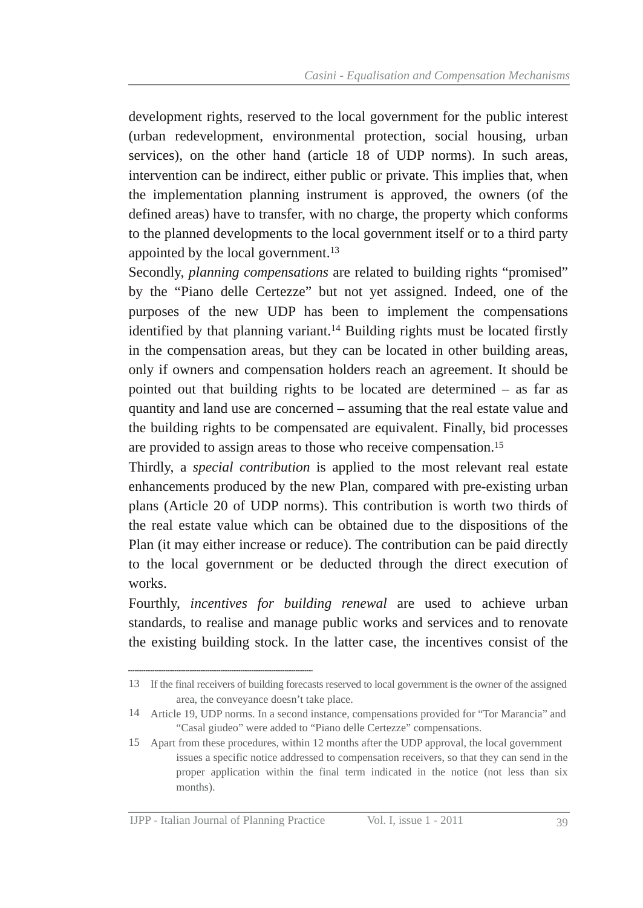development rights, reserved to the local government for the public interest (urban redevelopment, environmental protection, social housing, urban services), on the other hand (article 18 of UDP norms). In such areas, intervention can be indirect, either public or private. This implies that, when the implementation planning instrument is approved, the owners (of the defined areas) have to transfer, with no charge, the property which conforms to the planned developments to the local government itself or to a third party appointed by the local government.[13]

Secondly, *planning compensations* are related to building rights "promised" by the "Piano delle Certezze" but not yet assigned. Indeed, one of the purposes of the new UDP has been to implement the compensations identified by that planning variant.[14] Building rights must be located firstly in the compensation areas, but they can be located in other building areas, only if owners and compensation holders reach an agreement. It should be pointed out that building rights to be located are determined – as far as quantity and land use are concerned – assuming that the real estate value and the building rights to be compensated are equivalent. Finally, bid processes are provided to assign areas to those who receive compensation.[15]

Thirdly, a *special contribution* is applied to the most relevant real estate enhancements produced by the new Plan, compared with pre-existing urban plans (Article 20 of UDP norms). This contribution is worth two thirds of the real estate value which can be obtained due to the dispositions of the Plan (it may either increase or reduce). The contribution can be paid directly to the local government or be deducted through the direct execution of works.

Fourthly, *incentives for building renewal* are used to achieve urban standards, to realise and manage public works and services and to renovate the existing building stock. In the latter case, the incentives consist of the

---

13 If the final receivers of building forecasts reserved to local government is the owner of the assigned area, the conveyance doesn't take place.

14 Article 19, UDP norms. In a second instance, compensations provided for "Tor Marancia" and "Casal giudeo" were added to "Piano delle Certezze" compensations.

15 Apart from these procedures, within 12 months after the UDP approval, the local government issues a specific notice addressed to compensation receivers, so that they can send in the proper application within the final term indicated in the notice (not less than six months).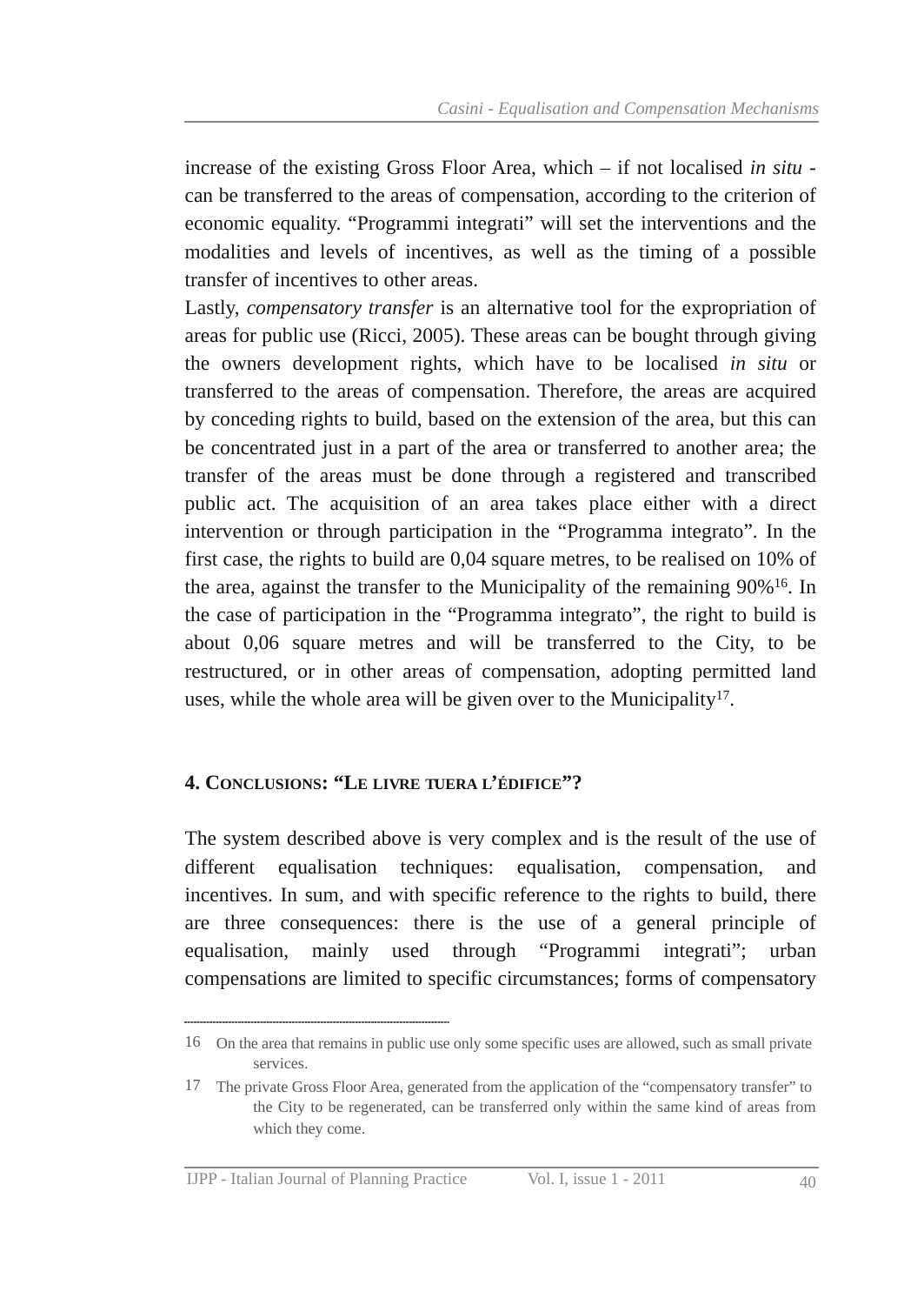increase of the existing Gross Floor Area, which – if not localised *in situ* - can be transferred to the areas of compensation, according to the criterion of economic equality. "Programmi integrati" will set the interventions and the modalities and levels of incentives, as well as the timing of a possible transfer of incentives to other areas.

Lastly, *compensatory transfer* is an alternative tool for the expropriation of areas for public use (Ricci, 2005). These areas can be bought through giving the owners development rights, which have to be localised *in situ* or transferred to the areas of compensation. Therefore, the areas are acquired by conceding rights to build, based on the extension of the area, but this can be concentrated just in a part of the area or transferred to another area; the transfer of the areas must be done through a registered and transcribed public act. The acquisition of an area takes place either with a direct intervention or through participation in the "Programma integrato". In the first case, the rights to build are 0,04 square metres, to be realised on 10% of the area, against the transfer to the Municipality of the remaining 90%[16]. In the case of participation in the "Programma integrato", the right to build is about 0,06 square metres and will be transferred to the City, to be restructured, or in other areas of compensation, adopting permitted land uses, while the whole area will be given over to the Municipality[17].

## 4. Conclusions: "Le livre tuera l'édifice"?

The system described above is very complex and is the result of the use of different equalisation techniques: equalisation, compensation, and incentives. In sum, and with specific reference to the rights to build, there are three consequences: there is the use of a general principle of equalisation, mainly used through "Programmi integrati"; urban compensations are limited to specific circumstances; forms of compensatory

---

16 On the area that remains in public use only some specific uses are allowed, such as small private services.

17 The private Gross Floor Area, generated from the application of the "compensatory transfer" to the City to be regenerated, can be transferred only within the same kind of areas from which they come.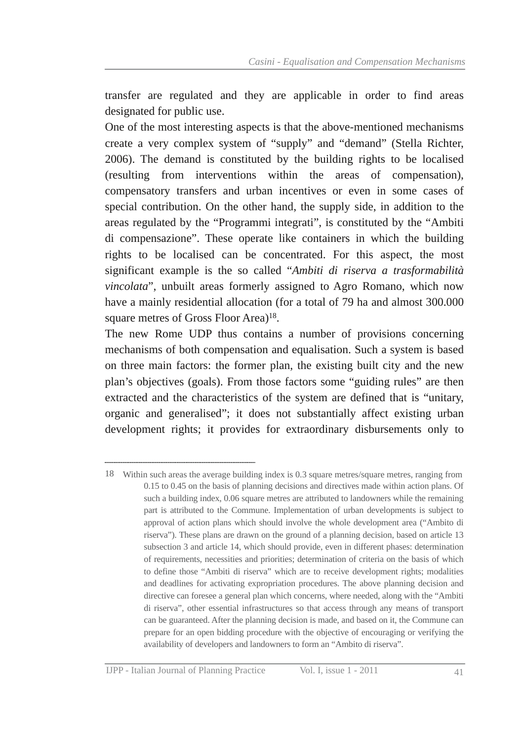transfer are regulated and they are applicable in order to find areas designated for public use.

One of the most interesting aspects is that the above-mentioned mechanisms create a very complex system of "supply" and "demand" (Stella Richter, 2006). The demand is constituted by the building rights to be localised (resulting from interventions within the areas of compensation), compensatory transfers and urban incentives or even in some cases of special contribution. On the other hand, the supply side, in addition to the areas regulated by the "Programmi integrati", is constituted by the "Ambiti di compensazione". These operate like containers in which the building rights to be localised can be concentrated. For this aspect, the most significant example is the so called "*Ambiti di riserva a trasformabilità vincolata*", unbuilt areas formerly assigned to Agro Romano, which now have a mainly residential allocation (for a total of 79 ha and almost 300.000 square metres of Gross Floor Area)[18].

The new Rome UDP thus contains a number of provisions concerning mechanisms of both compensation and equalisation. Such a system is based on three main factors: the former plan, the existing built city and the new plan's objectives (goals). From those factors some "guiding rules" are then extracted and the characteristics of the system are defined that is "unitary, organic and generalised"; it does not substantially affect existing urban development rights; it provides for extraordinary disbursements only to

---

18 Within such areas the average building index is 0.3 square metres/square metres, ranging from 0.15 to 0.45 on the basis of planning decisions and directives made within action plans. Of such a building index, 0.06 square metres are attributed to landowners while the remaining part is attributed to the Commune. Implementation of urban developments is subject to approval of action plans which should involve the whole development area ("Ambito di riserva"). These plans are drawn on the ground of a planning decision, based on article 13 subsection 3 and article 14, which should provide, even in different phases: determination of requirements, necessities and priorities; determination of criteria on the basis of which to define those "Ambiti di riserva" which are to receive development rights; modalities and deadlines for activating expropriation procedures. The above planning decision and directive can foresee a general plan which concerns, where needed, along with the "Ambiti di riserva", other essential infrastructures so that access through any means of transport can be guaranteed. After the planning decision is made, and based on it, the Commune can prepare for an open bidding procedure with the objective of encouraging or verifying the availability of developers and landowners to form an "Ambito di riserva".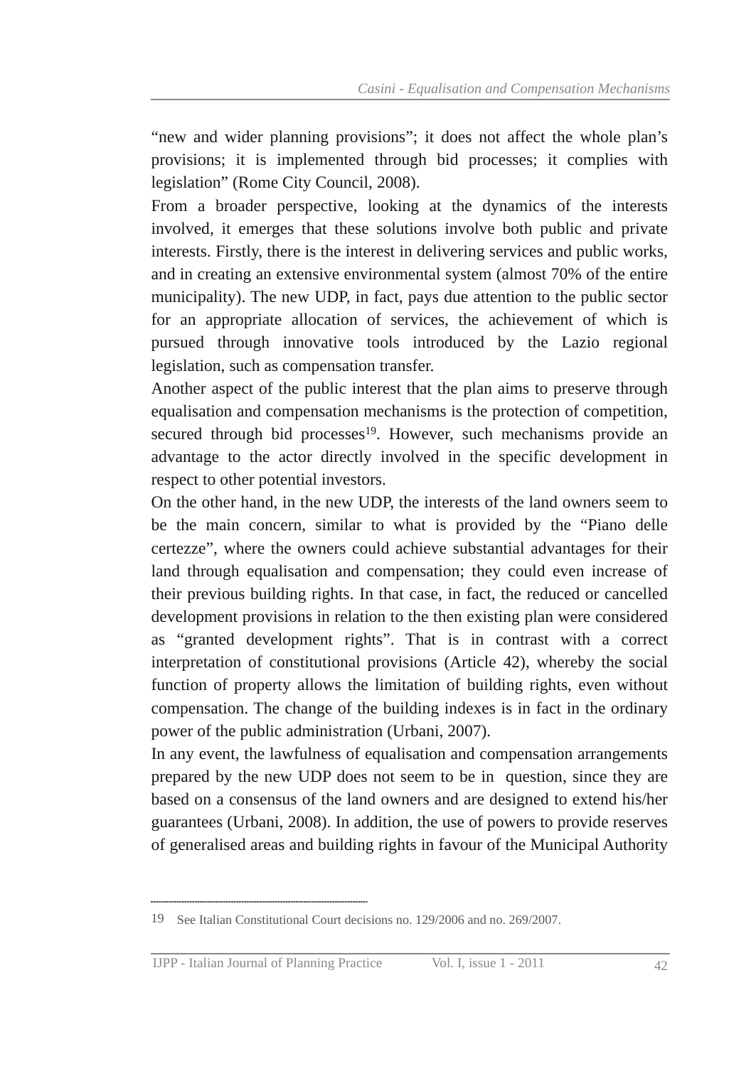"new and wider planning provisions"; it does not affect the whole plan's provisions; it is implemented through bid processes; it complies with legislation" (Rome City Council, 2008).

From a broader perspective, looking at the dynamics of the interests involved, it emerges that these solutions involve both public and private interests. Firstly, there is the interest in delivering services and public works, and in creating an extensive environmental system (almost 70% of the entire municipality). The new UDP, in fact, pays due attention to the public sector for an appropriate allocation of services, the achievement of which is pursued through innovative tools introduced by the Lazio regional legislation, such as compensation transfer.

Another aspect of the public interest that the plan aims to preserve through equalisation and compensation mechanisms is the protection of competition, secured through bid processes[19]. However, such mechanisms provide an advantage to the actor directly involved in the specific development in respect to other potential investors.

On the other hand, in the new UDP, the interests of the land owners seem to be the main concern, similar to what is provided by the "Piano delle certezze", where the owners could achieve substantial advantages for their land through equalisation and compensation; they could even increase of their previous building rights. In that case, in fact, the reduced or cancelled development provisions in relation to the then existing plan were considered as "granted development rights". That is in contrast with a correct interpretation of constitutional provisions (Article 42), whereby the social function of property allows the limitation of building rights, even without compensation. The change of the building indexes is in fact in the ordinary power of the public administration (Urbani, 2007).

In any event, the lawfulness of equalisation and compensation arrangements prepared by the new UDP does not seem to be in question, since they are based on a consensus of the land owners and are designed to extend his/her guarantees (Urbani, 2008). In addition, the use of powers to provide reserves of generalised areas and building rights in favour of the Municipal Authority

---

19 See Italian Constitutional Court decisions no. 129/2006 and no. 269/2007.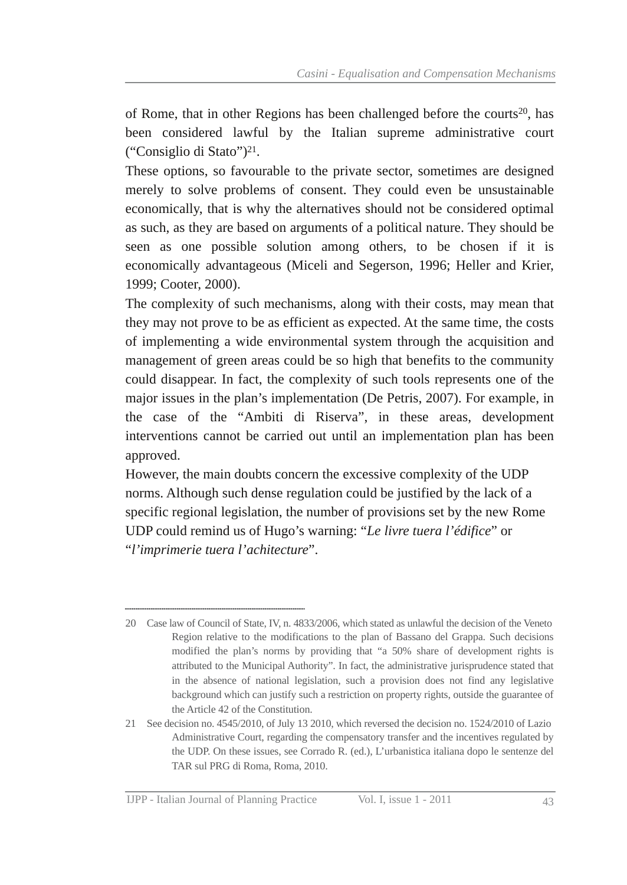of Rome, that in other Regions has been challenged before the courts[20], has been considered lawful by the Italian supreme administrative court ("Consiglio di Stato")[21].

These options, so favourable to the private sector, sometimes are designed merely to solve problems of consent. They could even be unsustainable economically, that is why the alternatives should not be considered optimal as such, as they are based on arguments of a political nature. They should be seen as one possible solution among others, to be chosen if it is economically advantageous (Miceli and Segerson, 1996; Heller and Krier, 1999; Cooter, 2000).

The complexity of such mechanisms, along with their costs, may mean that they may not prove to be as efficient as expected. At the same time, the costs of implementing a wide environmental system through the acquisition and management of green areas could be so high that benefits to the community could disappear. In fact, the complexity of such tools represents one of the major issues in the plan's implementation (De Petris, 2007). For example, in the case of the "Ambiti di Riserva", in these areas, development interventions cannot be carried out until an implementation plan has been approved.

However, the main doubts concern the excessive complexity of the UDP norms. Although such dense regulation could be justified by the lack of a specific regional legislation, the number of provisions set by the new Rome UDP could remind us of Hugo's warning: "*Le livre tuera l'édifice*" or "*l'imprimerie tuera l'achitecture*".

---

20 Case law of Council of State, IV, n. 4833/2006, which stated as unlawful the decision of the Veneto Region relative to the modifications to the plan of Bassano del Grappa. Such decisions modified the plan's norms by providing that "a 50% share of development rights is attributed to the Municipal Authority". In fact, the administrative jurisprudence stated that in the absence of national legislation, such a provision does not find any legislative background which can justify such a restriction on property rights, outside the guarantee of the Article 42 of the Constitution.

21 See decision no. 4545/2010, of July 13 2010, which reversed the decision no. 1524/2010 of Lazio Administrative Court, regarding the compensatory transfer and the incentives regulated by the UDP. On these issues, see Corrado R. (ed.), L'urbanistica italiana dopo le sentenze del TAR sul PRG di Roma, Roma, 2010.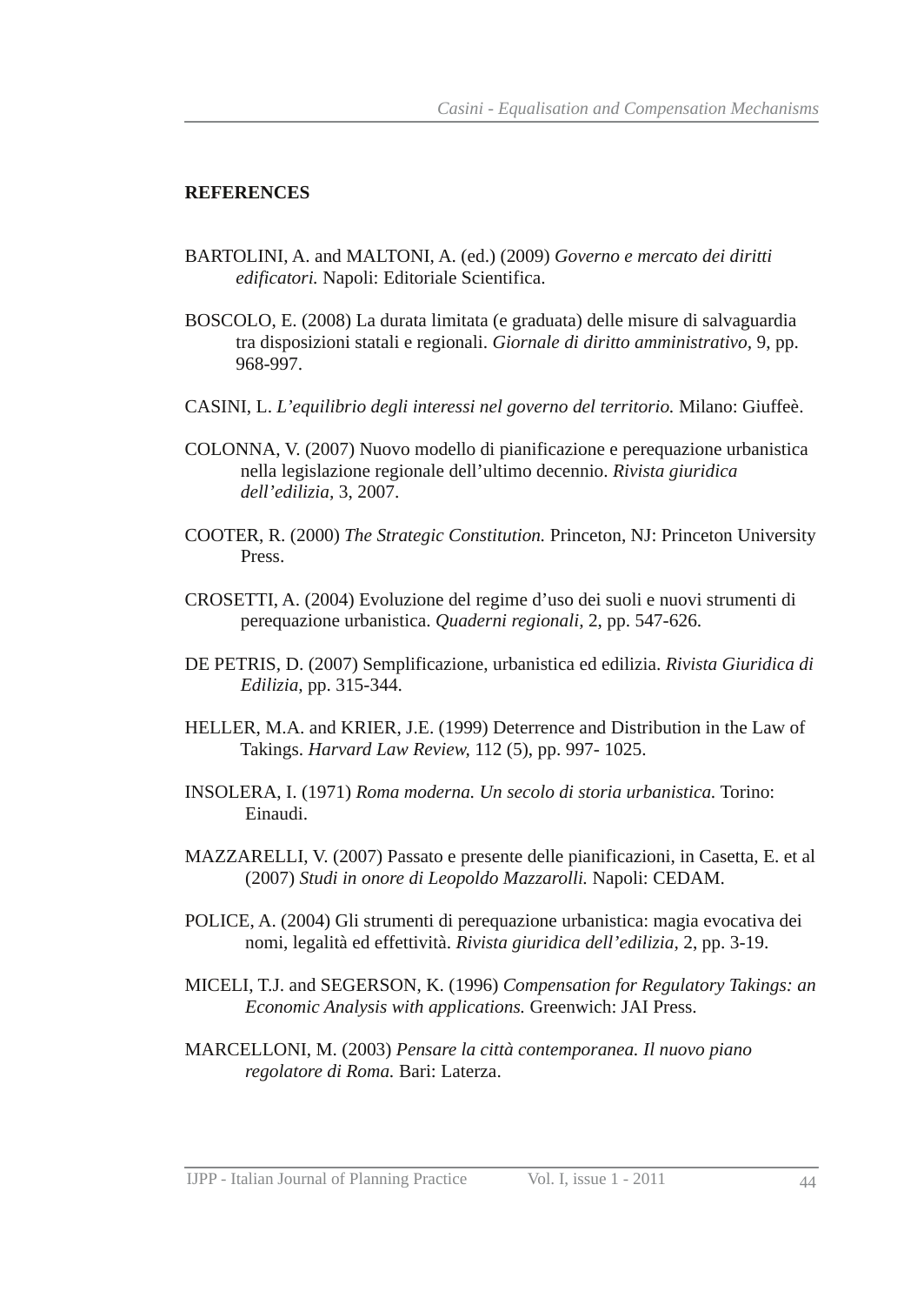**REFERENCES**

BARTOLINI, A. and MALTONI, A. (ed.) (2009) *Governo e mercato dei diritti edificatori.* Napoli: Editoriale Scientifica.

BOSCOLO, E. (2008) La durata limitata (e graduata) delle misure di salvaguardia tra disposizioni statali e regionali. *Giornale di diritto amministrativo,* 9, pp. 968-997.

CASINI, L. *L'equilibrio degli interessi nel governo del territorio.* Milano: Giuffeè.

COLONNA, V. (2007) Nuovo modello di pianificazione e perequazione urbanistica nella legislazione regionale dell'ultimo decennio. *Rivista giuridica dell'edilizia,* 3, 2007.

COOTER, R. (2000) *The Strategic Constitution.* Princeton, NJ: Princeton University Press.

CROSETTI, A. (2004) Evoluzione del regime d'uso dei suoli e nuovi strumenti di perequazione urbanistica. *Quaderni regionali,* 2, pp. 547-626.

DE PETRIS, D. (2007) Semplificazione, urbanistica ed edilizia. *Rivista Giuridica di Edilizia,* pp. 315-344.

HELLER, M.A. and KRIER, J.E. (1999) Deterrence and Distribution in the Law of Takings. *Harvard Law Review,* 112 (5), pp. 997- 1025.

INSOLERA, I. (1971) *Roma moderna. Un secolo di storia urbanistica.* Torino: Einaudi.

MAZZARELLI, V. (2007) Passato e presente delle pianificazioni, in Casetta, E. et al (2007) *Studi in onore di Leopoldo Mazzarolli.* Napoli: CEDAM.

POLICE, A. (2004) Gli strumenti di perequazione urbanistica: magia evocativa dei nomi, legalità ed effettività. *Rivista giuridica dell'edilizia,* 2, pp. 3-19.

MICELI, T.J. and SEGERSON, K. (1996) *Compensation for Regulatory Takings: an Economic Analysis with applications.* Greenwich: JAI Press.

MARCELLONI, M. (2003) *Pensare la città contemporanea. Il nuovo piano regolatore di Roma.* Bari: Laterza.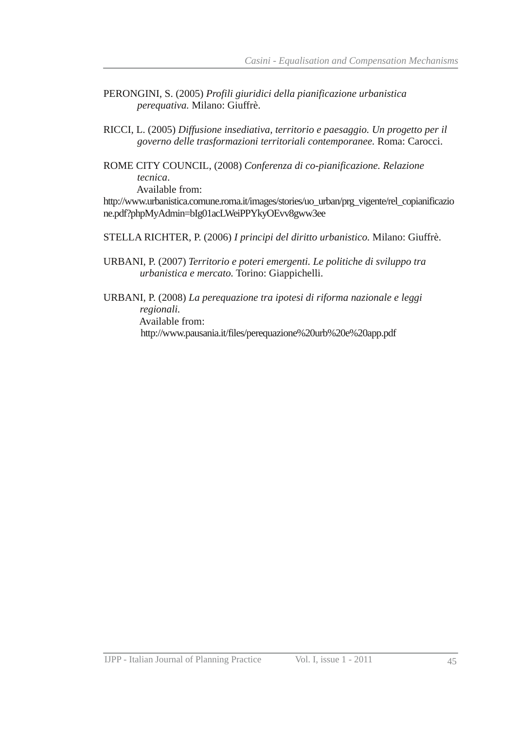PERONGINI, S. (2005) *Profili giuridici della pianificazione urbanistica perequativa.* Milano: Giuffrè.

RICCI, L. (2005) *Diffusione insediativa, territorio e paesaggio. Un progetto per il governo delle trasformazioni territoriali contemporanee.* Roma: Carocci.

ROME CITY COUNCIL, (2008) *Conferenza di co-pianificazione. Relazione tecnica*.
Available from:
http://www.urbanistica.comune.roma.it/images/stories/uo_urban/prg_vigente/rel_copianificazione.pdf?phpMyAdmin=bIg01acLWeiPPYkyOEvv8gww3ee

STELLA RICHTER, P. (2006) *I principi del diritto urbanistico.* Milano: Giuffrè.

URBANI, P. (2007) *Territorio e poteri emergenti. Le politiche di sviluppo tra urbanistica e mercato.* Torino: Giappichelli.

URBANI, P. (2008) *La perequazione tra ipotesi di riforma nazionale e leggi regionali.*
Available from:
http://www.pausania.it/files/perequazione%20urb%20e%20app.pdf